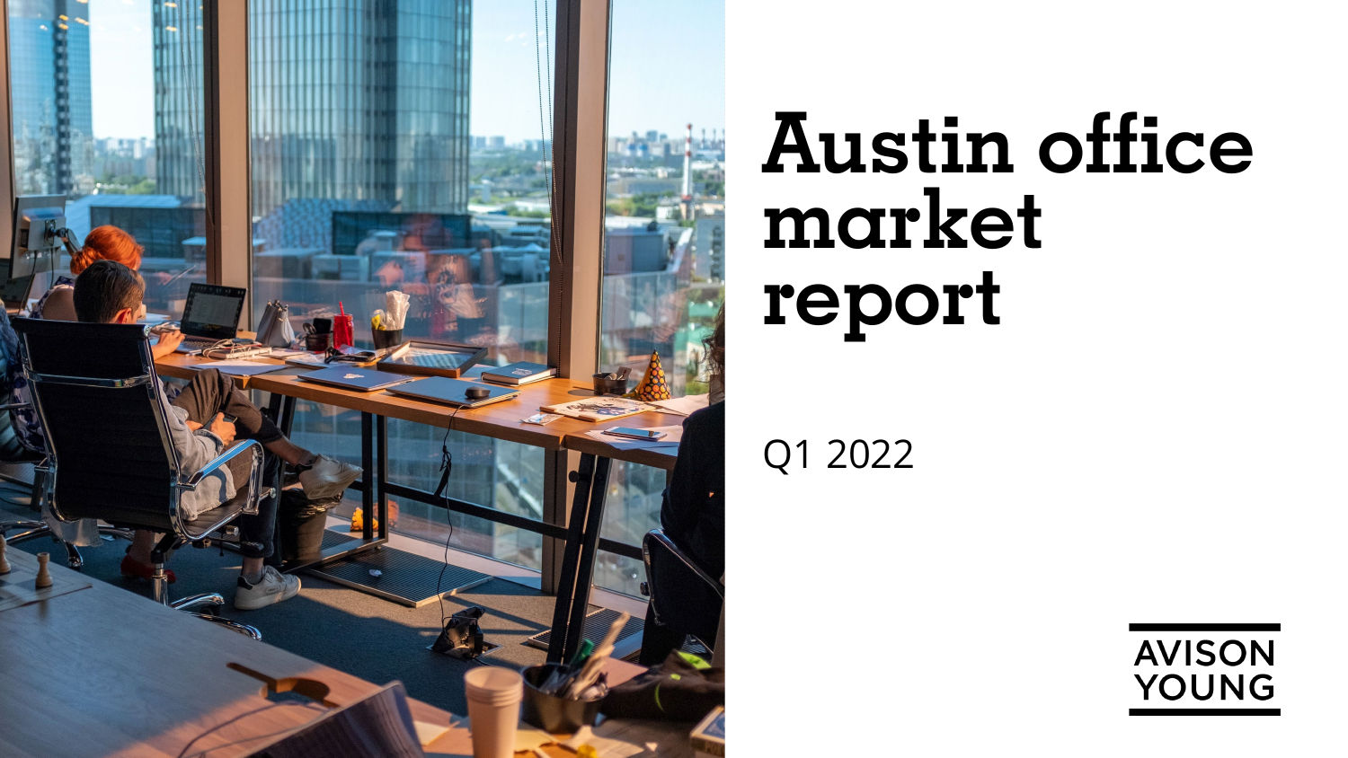# Austin office market report

Q1 2022

AVISON YOUNG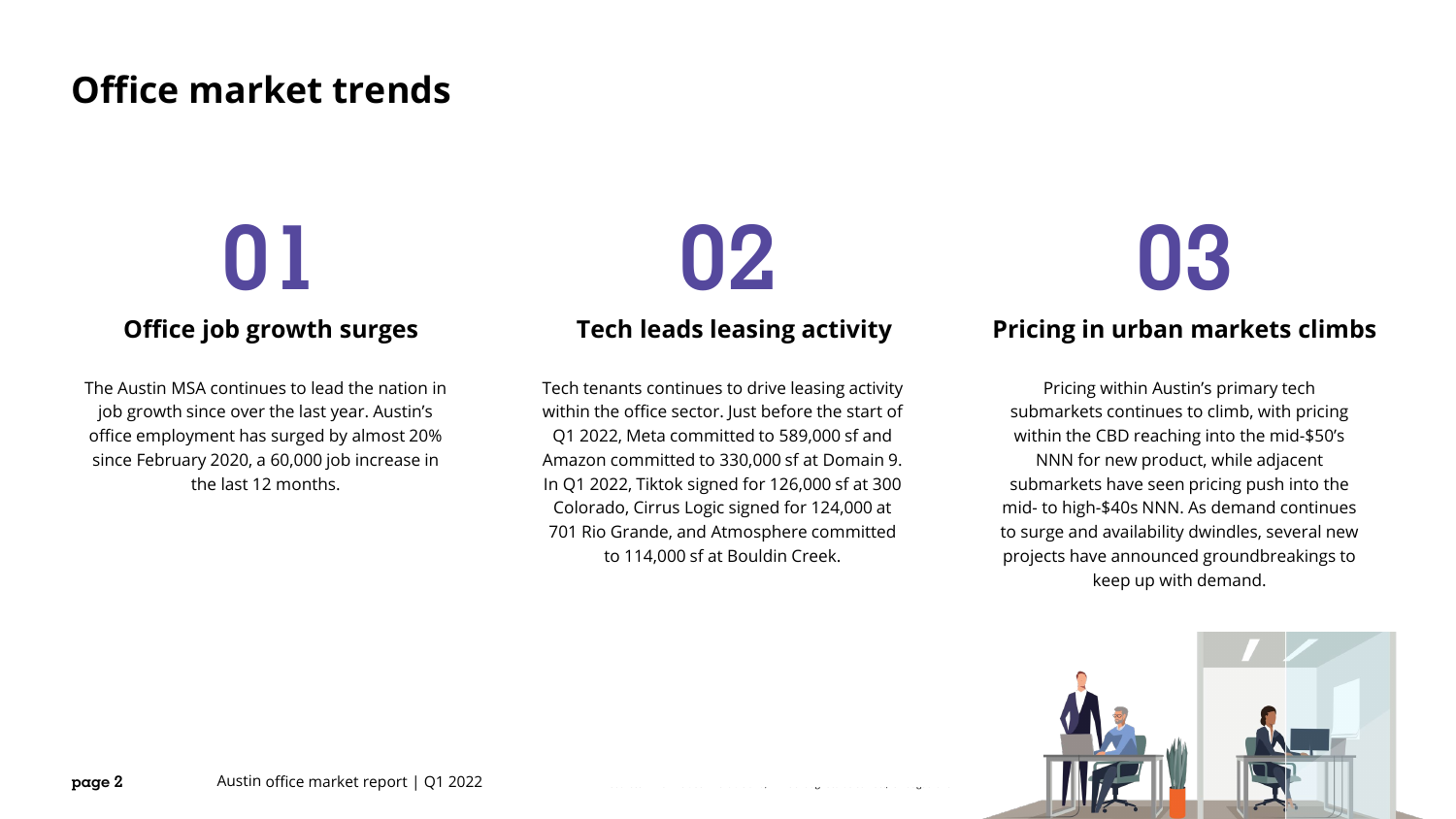# Office market trends

## 01

### Office job growth surges

The Austin MSA continues to lead the nation in job growth since over the last year. Austin's office employment has surged by almost 20% since February 2020, a 60,000 job increase in the last 12 months.

## 02

### Tech leads leasing activity

Tech tenants continues to drive leasing activity within the office sector. Just before the start of Q1 2022, Meta committed to 589,000 sf and Amazon committed to 330,000 sf at Domain 9. In Q1 2022, Tiktok signed for 126,000 sf at 300 Colorado, Cirrus Logic signed for 124,000 at 701 Rio Grande, and Atmosphere committed to 114,000 sf at Bouldin Creek.

## 03

### Pricing in urban markets climbs

Pricing within Austin's primary tech submarkets continues to climb, with pricing within the CBD reaching into the mid-$50's NNN for new product, while adjacent submarkets have seen pricing push into the mid- to high-$40s NNN. As demand continues to surge and availability dwindles, several new projects have announced groundbreakings to keep up with demand.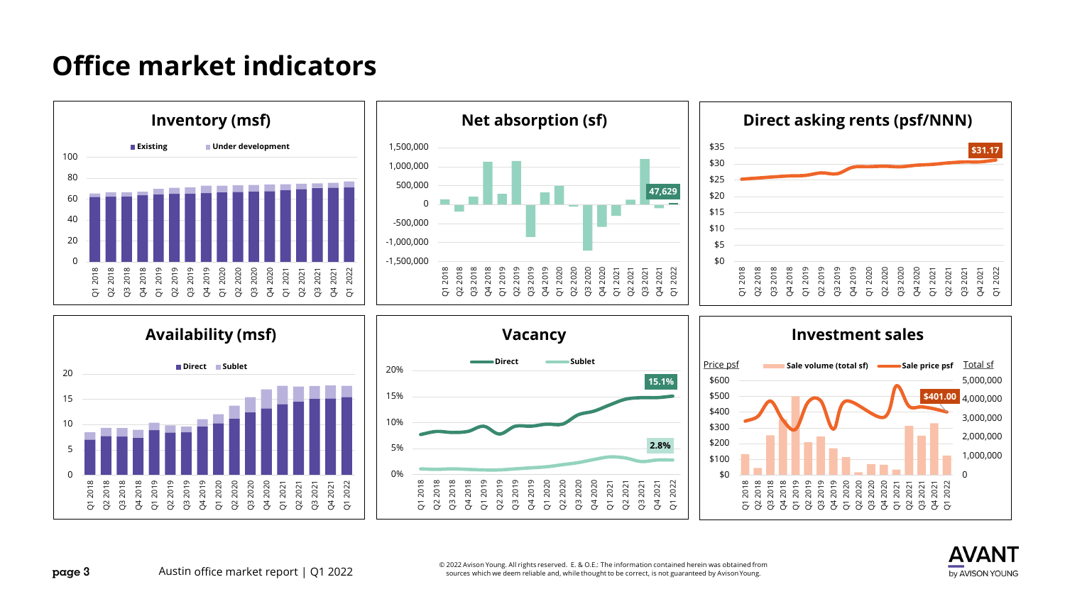# Office market indicators

## Inventory (msf)

Existing | Under development

## Net absorption (sf)

47,629

## Direct asking rents (psf/NNN)

$31.17

## Availability (msf)

Direct | Sublet

## Vacancy

Direct | Sublet

15.1%

2.8%

## Investment sales

Price psf | Sale volume (total sf) | Sale price psf | Total sf

$401.00

Austin office market report | Q1 2022

© 2022 Avison Young. All rights reserved. E. & O.E.: The information contained herein was obtained from sources which we deem reliable and, while thought to be correct, is not guaranteed by Avison Young.

AVANT by AVISON YOUNG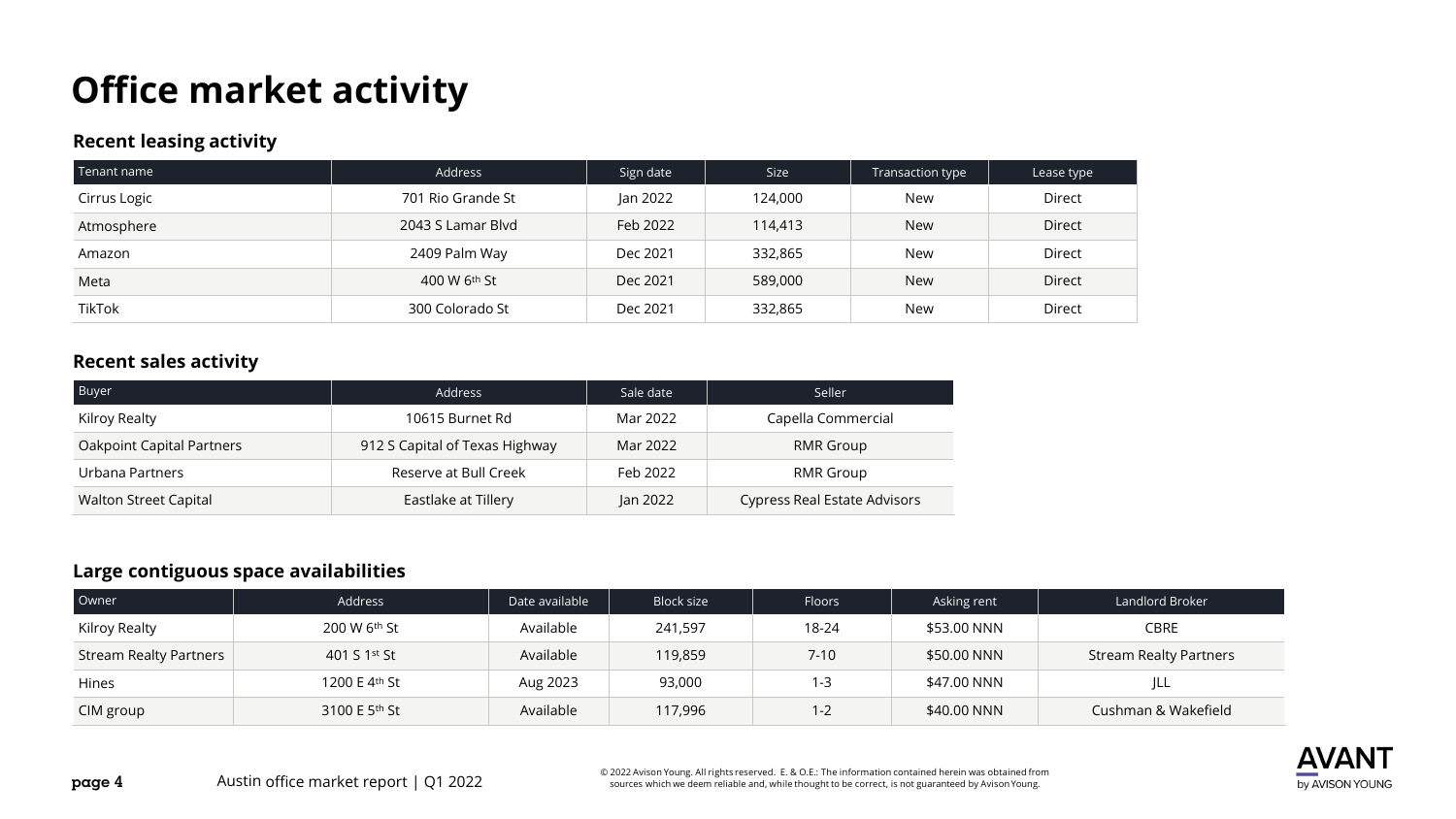# Office market activity

### Recent leasing activity

| Tenant name | Address | Sign date | Size | Transaction type | Lease type |
| --- | --- | --- | --- | --- | --- |
| Cirrus Logic | 701 Rio Grande St | Jan 2022 | 124,000 | New | Direct |
| Atmosphere | 2043 S Lamar Blvd | Feb 2022 | 114,413 | New | Direct |
| Amazon | 2409 Palm Way | Dec 2021 | 332,865 | New | Direct |
| Meta | 400 W 6th St | Dec 2021 | 589,000 | New | Direct |
| TikTok | 300 Colorado St | Dec 2021 | 332,865 | New | Direct |

### Recent sales activity

| Buyer | Address | Sale date | Seller |
| --- | --- | --- | --- |
| Kilroy Realty | 10615 Burnet Rd | Mar 2022 | Capella Commercial |
| Oakpoint Capital Partners | 912 S Capital of Texas Highway | Mar 2022 | RMR Group |
| Urbana Partners | Reserve at Bull Creek | Feb 2022 | RMR Group |
| Walton Street Capital | Eastlake at Tillery | Jan 2022 | Cypress Real Estate Advisors |

### Large contiguous space availabilities

| Owner | Address | Date available | Block size | Floors | Asking rent | Landlord Broker |
| --- | --- | --- | --- | --- | --- | --- |
| Kilroy Realty | 200 W 6th St | Available | 241,597 | 18-24 | $53.00 NNN | CBRE |
| Stream Realty Partners | 401 S 1st St | Available | 119,859 | 7-10 | $50.00 NNN | Stream Realty Partners |
| Hines | 1200 E 4th St | Aug 2023 | 93,000 | 1-3 | $47.00 NNN | JLL |
| CIM group | 3100 E 5th St | Available | 117,996 | 1-2 | $40.00 NNN | Cushman & Wakefield |

© 2022 Avison Young. All rights reserved. E. & O.E.: The information contained herein was obtained from sources which we deem reliable and, while thought to be correct, is not guaranteed by Avison Young.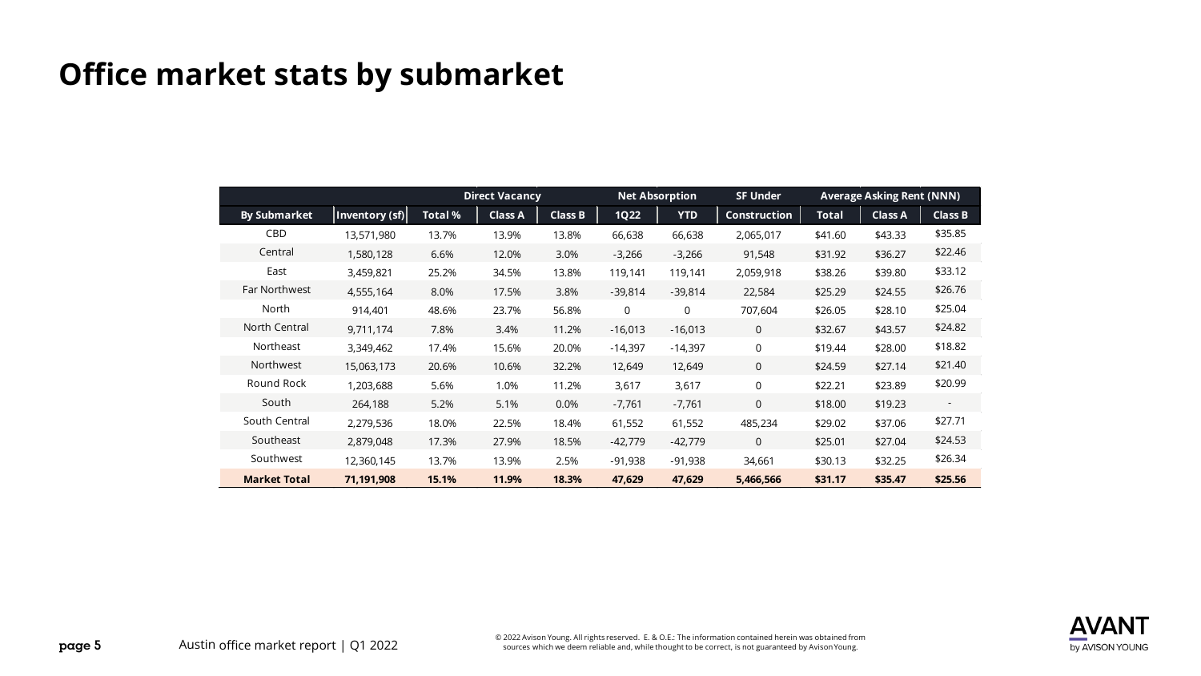# Office market stats by submarket

| | | | Direct Vacancy | | Net Absorption | | SF Under | Average Asking Rent (NNN) | | |
|---|---|---|---|---|---|---|---|---|---|---|
| By Submarket | Inventory (sf) | Total % | Class A | Class B | 1Q22 | YTD | Construction | Total | Class A | Class B |
| CBD | 13,571,980 | 13.7% | 13.9% | 13.8% | 66,638 | 66,638 | 2,065,017 | $41.60 | $43.33 | $35.85 |
| Central | 1,580,128 | 6.6% | 12.0% | 3.0% | -3,266 | -3,266 | 91,548 | $31.92 | $36.27 | $22.46 |
| East | 3,459,821 | 25.2% | 34.5% | 13.8% | 119,141 | 119,141 | 2,059,918 | $38.26 | $39.80 | $33.12 |
| Far Northwest | 4,555,164 | 8.0% | 17.5% | 3.8% | -39,814 | -39,814 | 22,584 | $25.29 | $24.55 | $26.76 |
| North | 914,401 | 48.6% | 23.7% | 56.8% | 0 | 0 | 707,604 | $26.05 | $28.10 | $25.04 |
| North Central | 9,711,174 | 7.8% | 3.4% | 11.2% | -16,013 | -16,013 | 0 | $32.67 | $43.57 | $24.82 |
| Northeast | 3,349,462 | 17.4% | 15.6% | 20.0% | -14,397 | -14,397 | 0 | $19.44 | $28.00 | $18.82 |
| Northwest | 15,063,173 | 20.6% | 10.6% | 32.2% | 12,649 | 12,649 | 0 | $24.59 | $27.14 | $21.40 |
| Round Rock | 1,203,688 | 5.6% | 1.0% | 11.2% | 3,617 | 3,617 | 0 | $22.21 | $23.89 | $20.99 |
| South | 264,188 | 5.2% | 5.1% | 0.0% | -7,761 | -7,761 | 0 | $18.00 | $19.23 | - |
| South Central | 2,279,536 | 18.0% | 22.5% | 18.4% | 61,552 | 61,552 | 485,234 | $29.02 | $37.06 | $27.71 |
| Southeast | 2,879,048 | 17.3% | 27.9% | 18.5% | -42,779 | -42,779 | 0 | $25.01 | $27.04 | $24.53 |
| Southwest | 12,360,145 | 13.7% | 13.9% | 2.5% | -91,938 | -91,938 | 34,661 | $30.13 | $32.25 | $26.34 |
| **Market Total** | **71,191,908** | **15.1%** | **11.9%** | **18.3%** | **47,629** | **47,629** | **5,466,566** | **$31.17** | **$35.47** | **$25.56** |

© 2022 Avison Young. All rights reserved. E. & O.E.: The information contained herein was obtained from sources which we deem reliable and, while thought to be correct, is not guaranteed by Avison Young.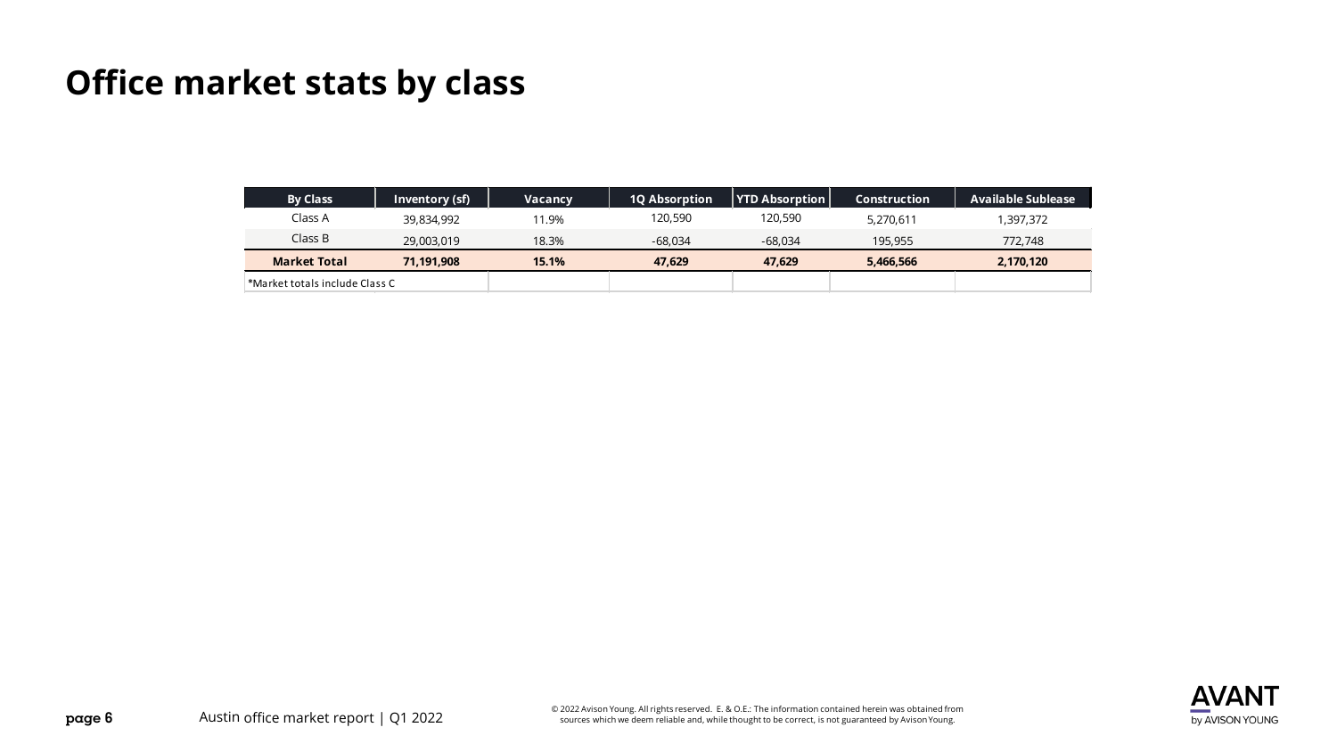# Office market stats by class

| By Class | Inventory (sf) | Vacancy | 1Q Absorption | YTD Absorption | Construction | Available Sublease |
|---|---|---|---|---|---|---|
| Class A | 39,834,992 | 11.9% | 120,590 | 120,590 | 5,270,611 | 1,397,372 |
| Class B | 29,003,019 | 18.3% | -68,034 | -68,034 | 195,955 | 772,748 |
| **Market Total** | **71,191,908** | **15.1%** | **47,629** | **47,629** | **5,466,566** | **2,170,120** |

*Market totals include Class C

© 2022 Avison Young. All rights reserved. E. & O.E.: The information contained herein was obtained from sources which we deem reliable and, while thought to be correct, is not guaranteed by Avison Young.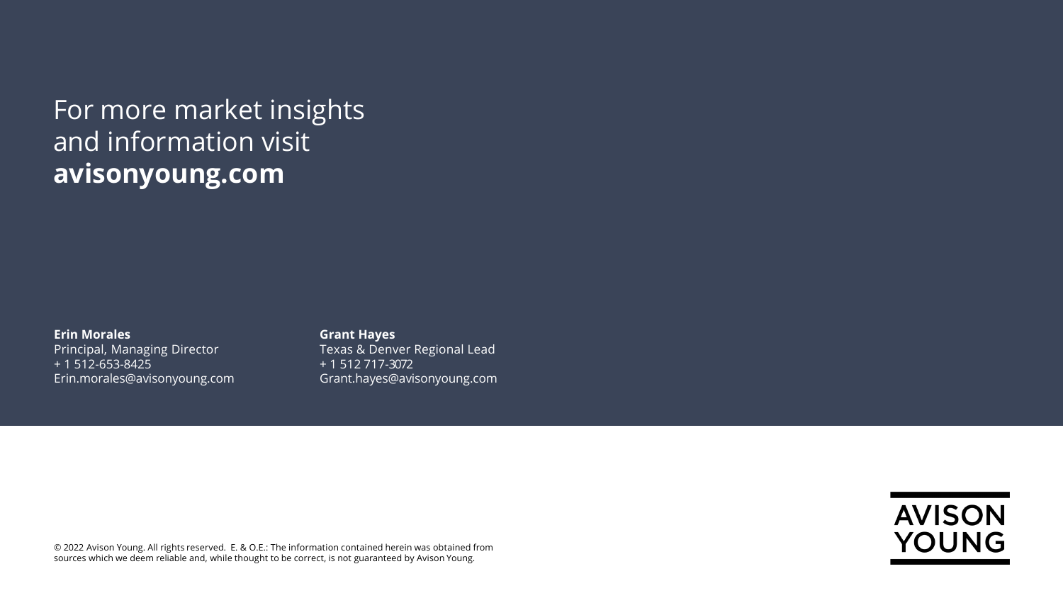For more market insights and information visit **avisonyoung.com**

**Erin Morales**
Principal, Managing Director
+ 1 512-653-8425
Erin.morales@avisonyoung.com

**Grant Hayes**
Texas & Denver Regional Lead
+ 1 512 717-3072
Grant.hayes@avisonyoung.com

© 2022 Avison Young. All rights reserved. E. & O.E.: The information contained herein was obtained from sources which we deem reliable and, while thought to be correct, is not guaranteed by Avison Young.

AVISON YOUNG